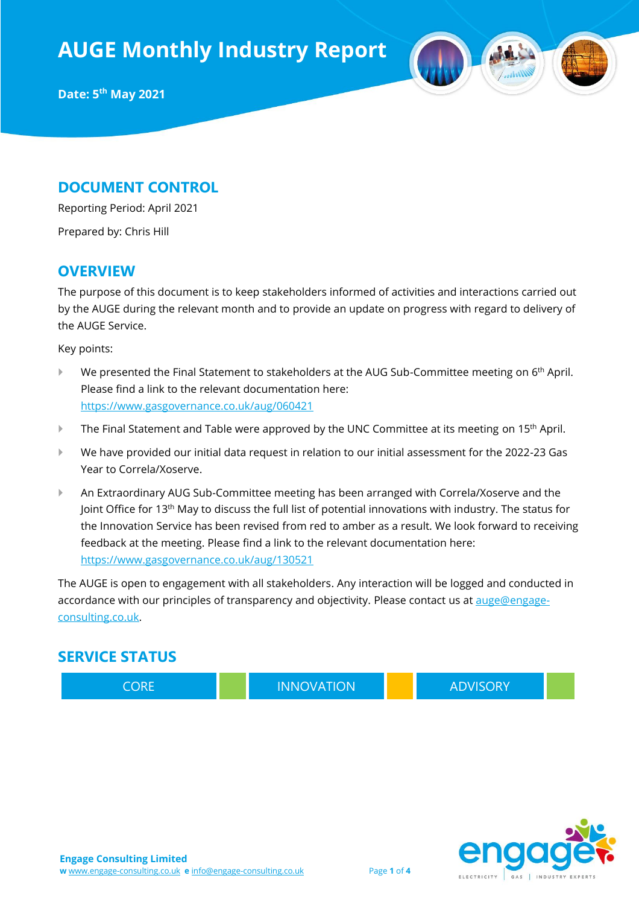# AUGE Monthly Industry Report

**Date: 5th May 2021**

## DOCUMENT CONTROL

Reporting Period: April 2021

Prepared by: Chris Hill

## OVERVIEW

The purpose of this document is to keep stakeholders informed of activities and interactions carried out by the AUGE during the relevant month and to provide an update on progress with regard to delivery of the AUGE Service.

Key points:

- We presented the Final Statement to stakeholders at the AUG Sub-Committee meeting on 6th April. Please find a link to the relevant documentation here: https://www.gasgovernance.co.uk/aug/060421
- The Final Statement and Table were approved by the UNC Committee at its meeting on 15th April.
- We have provided our initial data request in relation to our initial assessment for the 2022-23 Gas Year to Correla/Xoserve.
- An Extraordinary AUG Sub-Committee meeting has been arranged with Correla/Xoserve and the Joint Office for 13th May to discuss the full list of potential innovations with industry. The status for the Innovation Service has been revised from red to amber as a result. We look forward to receiving feedback at the meeting. Please find a link to the relevant documentation here: https://www.gasgovernance.co.uk/aug/130521

The AUGE is open to engagement with all stakeholders. Any interaction will be logged and conducted in accordance with our principles of transparency and objectivity. Please contact us at auge@engage-consulting.co.uk.

## SERVICE STATUS

| CORE | INNOVATION | ADVISORY |
|---|---|---|
| Green | Amber | Green |

**Engage Consulting Limited**
**w** www.engage-consulting.co.uk **e** info@engage-consulting.co.uk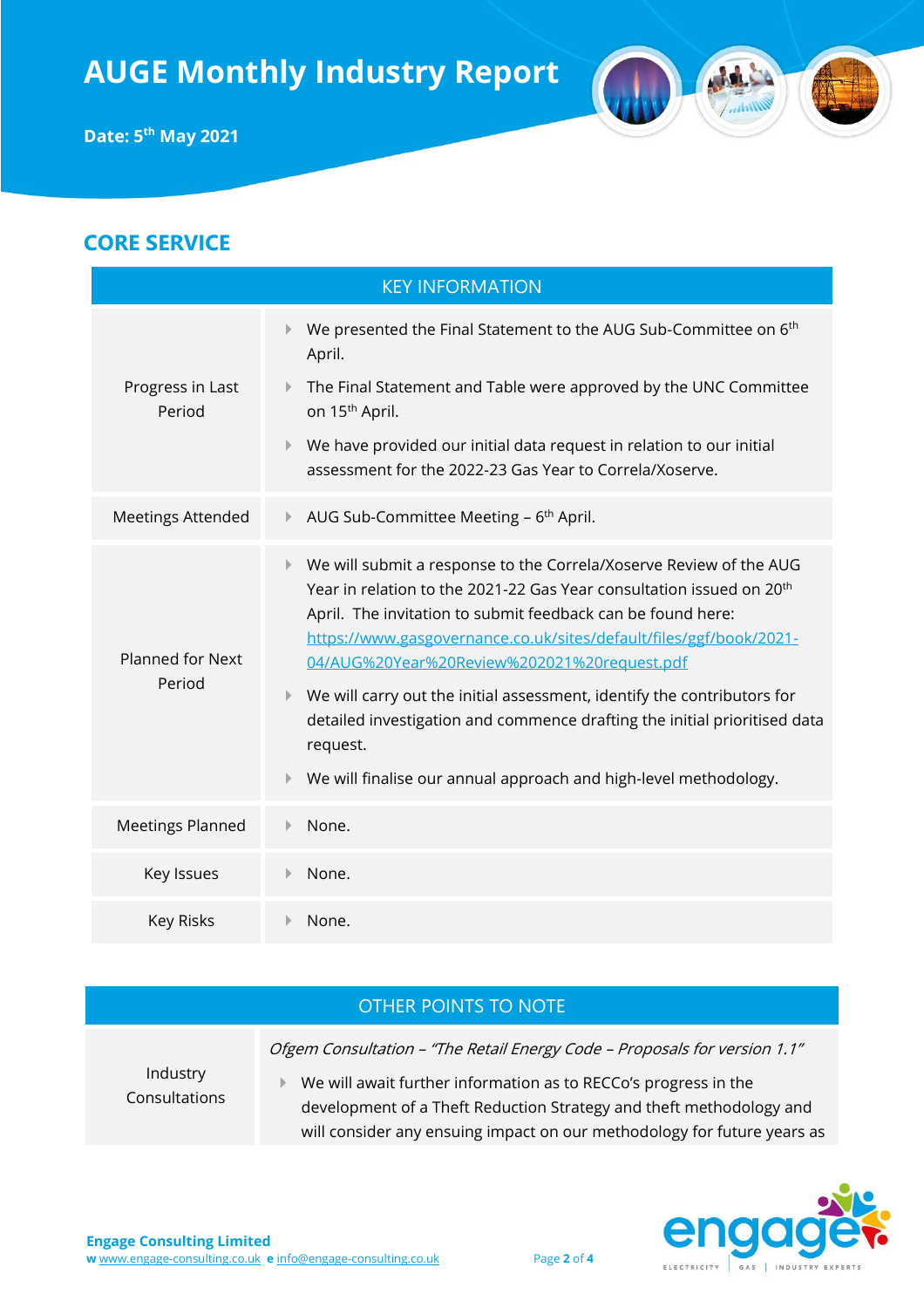# AUGE Monthly Industry Report

**Date: 5th May 2021**

## CORE SERVICE

| KEY INFORMATION | |
|---|---|
| Progress in Last Period | - We presented the Final Statement to the AUG Sub-Committee on 6th April.<br>- The Final Statement and Table were approved by the UNC Committee on 15th April.<br>- We have provided our initial data request in relation to our initial assessment for the 2022-23 Gas Year to Correla/Xoserve. |
| Meetings Attended | - AUG Sub-Committee Meeting – 6th April. |
| Planned for Next Period | - We will submit a response to the Correla/Xoserve Review of the AUG Year in relation to the 2021-22 Gas Year consultation issued on 20th April. The invitation to submit feedback can be found here: [https://www.gasgovernance.co.uk/sites/default/files/ggf/book/2021-04/AUG%20Year%20Review%202021%20request.pdf](https://www.gasgovernance.co.uk/sites/default/files/ggf/book/2021-04/AUG%20Year%20Review%202021%20request.pdf)<br>- We will carry out the initial assessment, identify the contributors for detailed investigation and commence drafting the initial prioritised data request.<br>- We will finalise our annual approach and high-level methodology. |
| Meetings Planned | - None. |
| Key Issues | - None. |
| Key Risks | - None. |

| OTHER POINTS TO NOTE | |
|---|---|
| Industry Consultations | *Ofgem Consultation – "The Retail Energy Code – Proposals for version 1.1"*<br>- We will await further information as to RECCo's progress in the development of a Theft Reduction Strategy and theft methodology and will consider any ensuing impact on our methodology for future years as |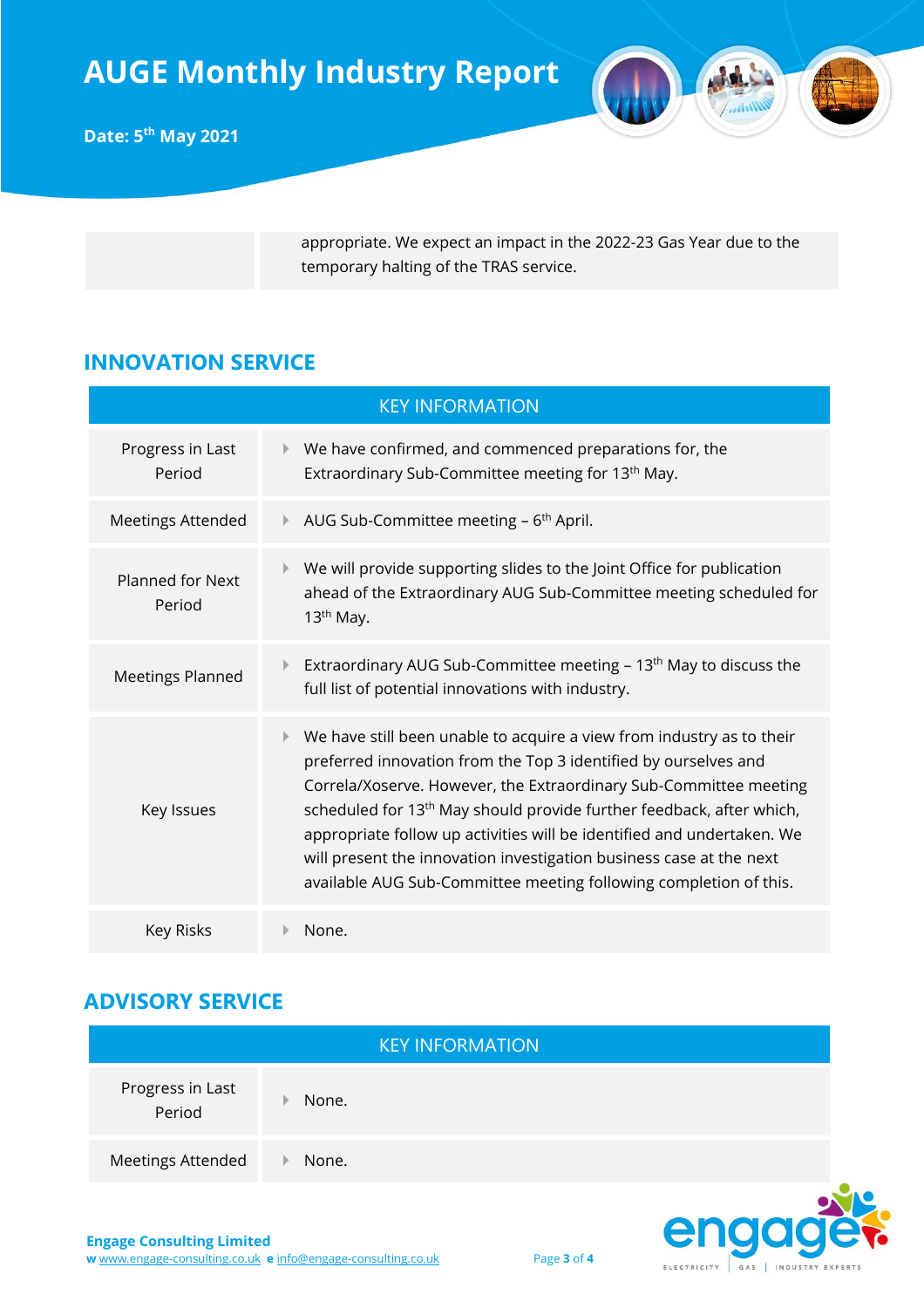| | |
|---|---|
| | appropriate. We expect an impact in the 2022-23 Gas Year due to the temporary halting of the TRAS service. |

## INNOVATION SERVICE

| KEY INFORMATION | |
|---|---|
| Progress in Last Period | We have confirmed, and commenced preparations for, the Extraordinary Sub-Committee meeting for 13th May. |
| Meetings Attended | AUG Sub-Committee meeting – 6th April. |
| Planned for Next Period | We will provide supporting slides to the Joint Office for publication ahead of the Extraordinary AUG Sub-Committee meeting scheduled for 13th May. |
| Meetings Planned | Extraordinary AUG Sub-Committee meeting – 13th May to discuss the full list of potential innovations with industry. |
| Key Issues | We have still been unable to acquire a view from industry as to their preferred innovation from the Top 3 identified by ourselves and Correla/Xoserve. However, the Extraordinary Sub-Committee meeting scheduled for 13th May should provide further feedback, after which, appropriate follow up activities will be identified and undertaken. We will present the innovation investigation business case at the next available AUG Sub-Committee meeting following completion of this. |
| Key Risks | None. |

## ADVISORY SERVICE

| KEY INFORMATION | |
|---|---|
| Progress in Last Period | None. |
| Meetings Attended | None. |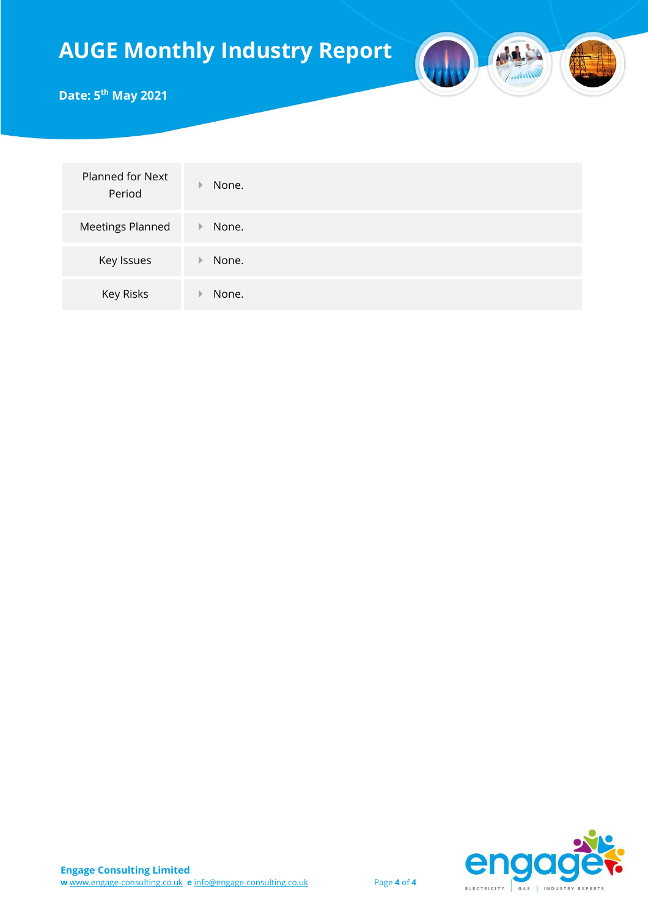| | |
|---|---|
| Planned for Next Period | None. |
| Meetings Planned | None. |
| Key Issues | None. |
| Key Risks | None. |